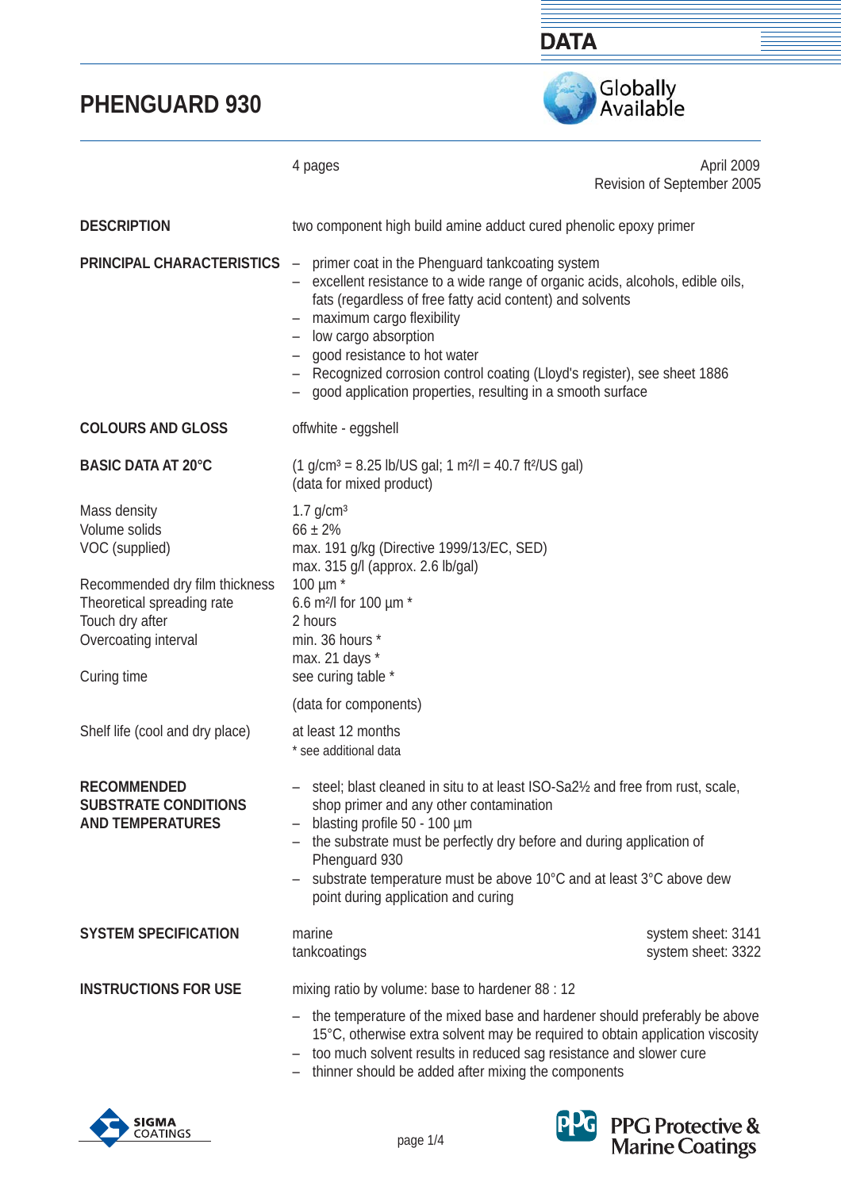# PHENGUARD 930

4 pages

April 2009
Revision of September 2005

**DESCRIPTION**

two component high build amine adduct cured phenolic epoxy primer

**PRINCIPAL CHARACTERISTICS**

- primer coat in the Phenguard tankcoating system
- excellent resistance to a wide range of organic acids, alcohols, edible oils, fats (regardless of free fatty acid content) and solvents
- maximum cargo flexibility
- low cargo absorption
- good resistance to hot water
- Recognized corrosion control coating (Lloyd's register), see sheet 1886
- good application properties, resulting in a smooth surface

**COLOURS AND GLOSS**

offwhite - eggshell

**BASIC DATA AT 20°C**

(1 g/cm³ = 8.25 lb/US gal; 1 m²/l = 40.7 ft²/US gal)
(data for mixed product)

| | |
|---|---|
| Mass density | 1.7 g/cm³ |
| Volume solids | 66 ± 2% |
| VOC (supplied) | max. 191 g/kg (Directive 1999/13/EC, SED)<br>max. 315 g/l (approx. 2.6 lb/gal) |
| Recommended dry film thickness | 100 µm * |
| Theoretical spreading rate | 6.6 m²/l for 100 µm * |
| Touch dry after | 2 hours |
| Overcoating interval | min. 36 hours *<br>max. 21 days * |
| Curing time | see curing table * |

(data for components)

| | |
|---|---|
| Shelf life (cool and dry place) | at least 12 months |

* see additional data

**RECOMMENDED SUBSTRATE CONDITIONS AND TEMPERATURES**

- steel; blast cleaned in situ to at least ISO-Sa2½ and free from rust, scale, shop primer and any other contamination
- blasting profile 50 - 100 µm
- the substrate must be perfectly dry before and during application of Phenguard 930
- substrate temperature must be above 10°C and at least 3°C above dew point during application and curing

**SYSTEM SPECIFICATION**

| | |
|---|---|
| marine | system sheet: 3141 |
| tankcoatings | system sheet: 3322 |

**INSTRUCTIONS FOR USE**

mixing ratio by volume: base to hardener 88 : 12

- the temperature of the mixed base and hardener should preferably be above 15°C, otherwise extra solvent may be required to obtain application viscosity
- too much solvent results in reduced sag resistance and slower cure
- thinner should be added after mixing the components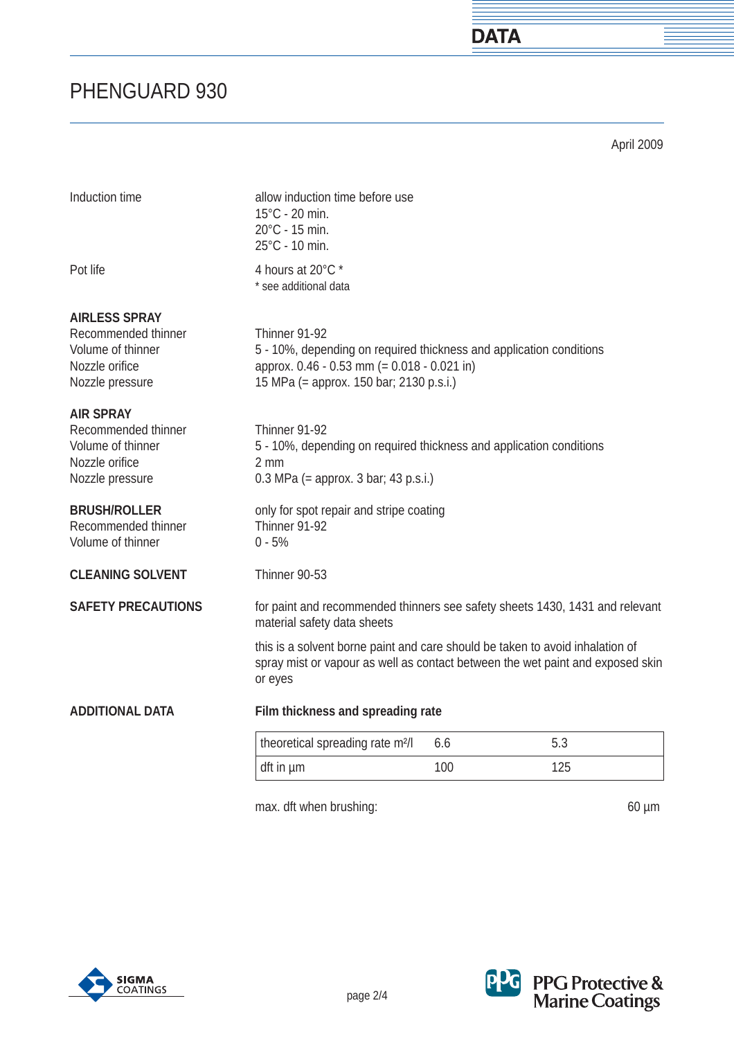# PHENGUARD 930

April 2009

| | |
|---|---|
| Induction time | allow induction time before use<br>15°C - 20 min.<br>20°C - 15 min.<br>25°C - 10 min. |
| Pot life | 4 hours at 20°C *<br>* see additional data |

**AIRLESS SPRAY**

| | |
|---|---|
| Recommended thinner | Thinner 91-92 |
| Volume of thinner | 5 - 10%, depending on required thickness and application conditions |
| Nozzle orifice | approx. 0.46 - 0.53 mm (= 0.018 - 0.021 in) |
| Nozzle pressure | 15 MPa (= approx. 150 bar; 2130 p.s.i.) |

**AIR SPRAY**

| | |
|---|---|
| Recommended thinner | Thinner 91-92 |
| Volume of thinner | 5 - 10%, depending on required thickness and application conditions |
| Nozzle orifice | 2 mm |
| Nozzle pressure | 0.3 MPa (= approx. 3 bar; 43 p.s.i.) |

**BRUSH/ROLLER**

only for spot repair and stripe coating

| | |
|---|---|
| Recommended thinner | Thinner 91-92 |
| Volume of thinner | 0 - 5% |

**CLEANING SOLVENT**

Thinner 90-53

**SAFETY PRECAUTIONS**

for paint and recommended thinners see safety sheets 1430, 1431 and relevant material safety data sheets

this is a solvent borne paint and care should be taken to avoid inhalation of spray mist or vapour as well as contact between the wet paint and exposed skin or eyes

**ADDITIONAL DATA**

**Film thickness and spreading rate**

| theoretical spreading rate m²/l | 6.6 | 5.3 |
|---|---|---|
| dft in µm | 100 | 125 |

max. dft when brushing: 60 µm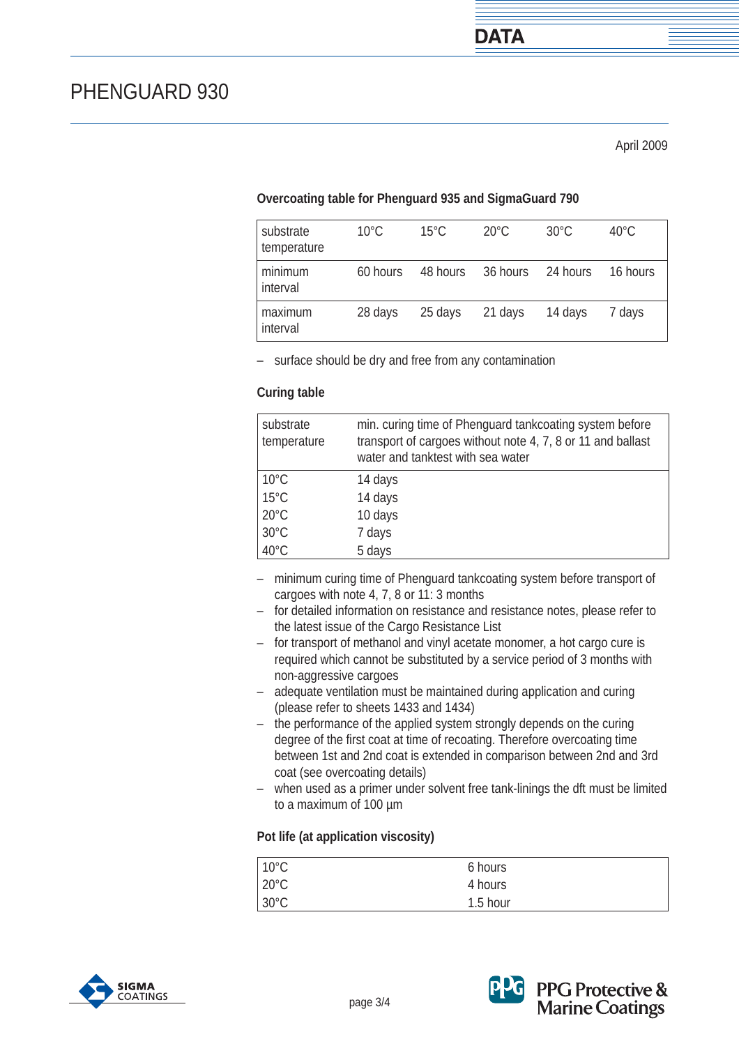# PHENGUARD 930

April 2009

### Overcoating table for Phenguard 935 and SigmaGuard 790

| substrate temperature | 10°C | 15°C | 20°C | 30°C | 40°C |
|---|---|---|---|---|---|
| minimum interval | 60 hours | 48 hours | 36 hours | 24 hours | 16 hours |
| maximum interval | 28 days | 25 days | 21 days | 14 days | 7 days |

– surface should be dry and free from any contamination

### Curing table

| substrate temperature | min. curing time of Phenguard tankcoating system before transport of cargoes without note 4, 7, 8 or 11 and ballast water and tanktest with sea water |
|---|---|
| 10°C | 14 days |
| 15°C | 14 days |
| 20°C | 10 days |
| 30°C | 7 days |
| 40°C | 5 days |

- minimum curing time of Phenguard tankcoating system before transport of cargoes with note 4, 7, 8 or 11: 3 months
- for detailed information on resistance and resistance notes, please refer to the latest issue of the Cargo Resistance List
- for transport of methanol and vinyl acetate monomer, a hot cargo cure is required which cannot be substituted by a service period of 3 months with non-aggressive cargoes
- adequate ventilation must be maintained during application and curing (please refer to sheets 1433 and 1434)
- the performance of the applied system strongly depends on the curing degree of the first coat at time of recoating. Therefore overcoating time between 1st and 2nd coat is extended in comparison between 2nd and 3rd coat (see overcoating details)
- when used as a primer under solvent free tank-linings the dft must be limited to a maximum of 100 µm

### Pot life (at application viscosity)

| Temperature | Pot life |
|---|---|
| 10°C | 6 hours |
| 20°C | 4 hours |
| 30°C | 1.5 hour |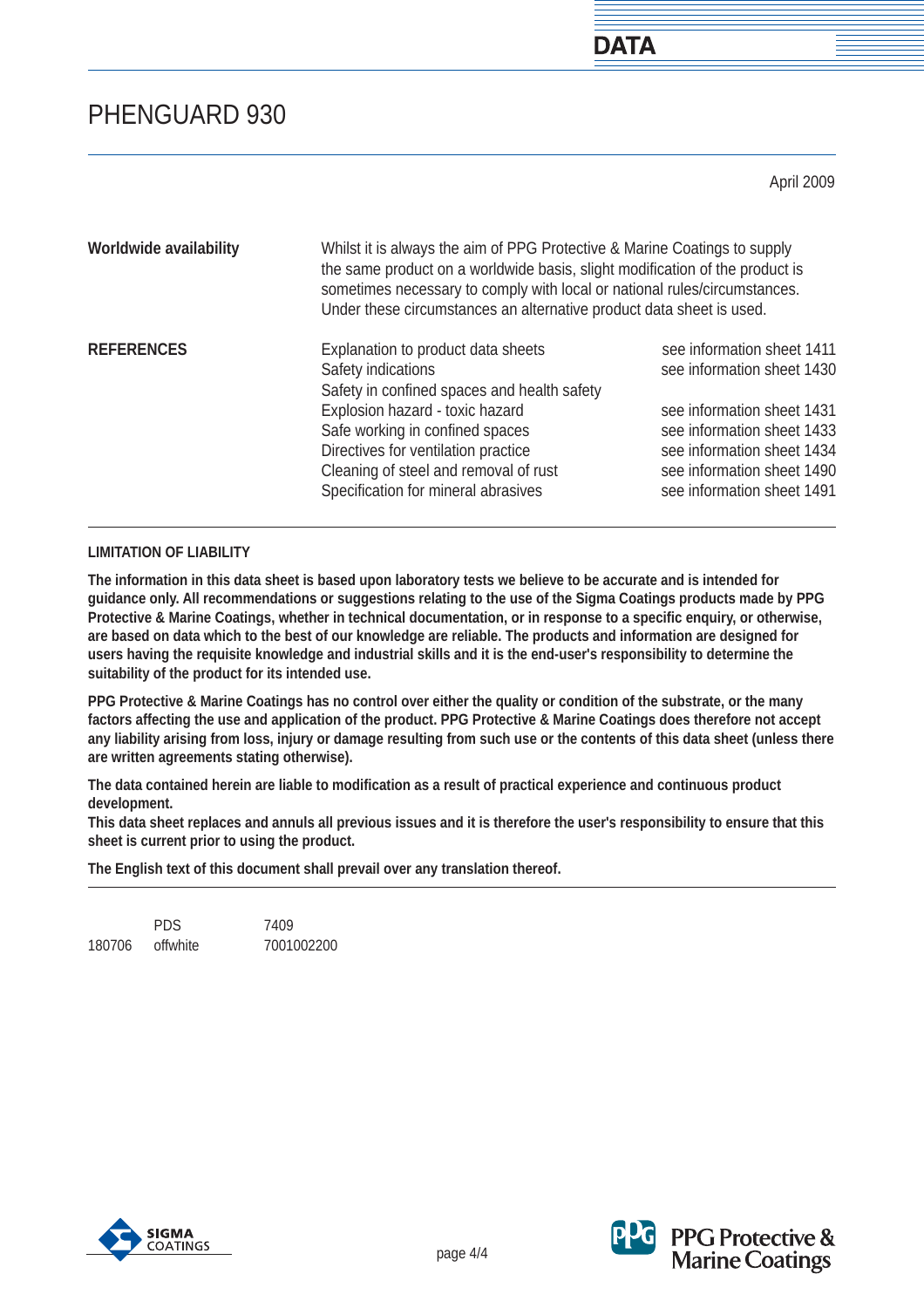# PHENGUARD 930

April 2009

**Worldwide availability**

Whilst it is always the aim of PPG Protective & Marine Coatings to supply the same product on a worldwide basis, slight modification of the product is sometimes necessary to comply with local or national rules/circumstances. Under these circumstances an alternative product data sheet is used.

**REFERENCES**

| | |
|---|---|
| Explanation to product data sheets | see information sheet 1411 |
| Safety indications | see information sheet 1430 |
| Safety in confined spaces and health safety | |
| Explosion hazard - toxic hazard | see information sheet 1431 |
| Safe working in confined spaces | see information sheet 1433 |
| Directives for ventilation practice | see information sheet 1434 |
| Cleaning of steel and removal of rust | see information sheet 1490 |
| Specification for mineral abrasives | see information sheet 1491 |

**LIMITATION OF LIABILITY**

**The information in this data sheet is based upon laboratory tests we believe to be accurate and is intended for guidance only. All recommendations or suggestions relating to the use of the Sigma Coatings products made by PPG Protective & Marine Coatings, whether in technical documentation, or in response to a specific enquiry, or otherwise, are based on data which to the best of our knowledge are reliable. The products and information are designed for users having the requisite knowledge and industrial skills and it is the end-user's responsibility to determine the suitability of the product for its intended use.**

**PPG Protective & Marine Coatings has no control over either the quality or condition of the substrate, or the many factors affecting the use and application of the product. PPG Protective & Marine Coatings does therefore not accept any liability arising from loss, injury or damage resulting from such use or the contents of this data sheet (unless there are written agreements stating otherwise).**

**The data contained herein are liable to modification as a result of practical experience and continuous product development.**
**This data sheet replaces and annuls all previous issues and it is therefore the user's responsibility to ensure that this sheet is current prior to using the product.**

**The English text of this document shall prevail over any translation thereof.**

| | | |
|---|---|---|
| | PDS | 7409 |
| 180706 | offwhite | 7001002200 |